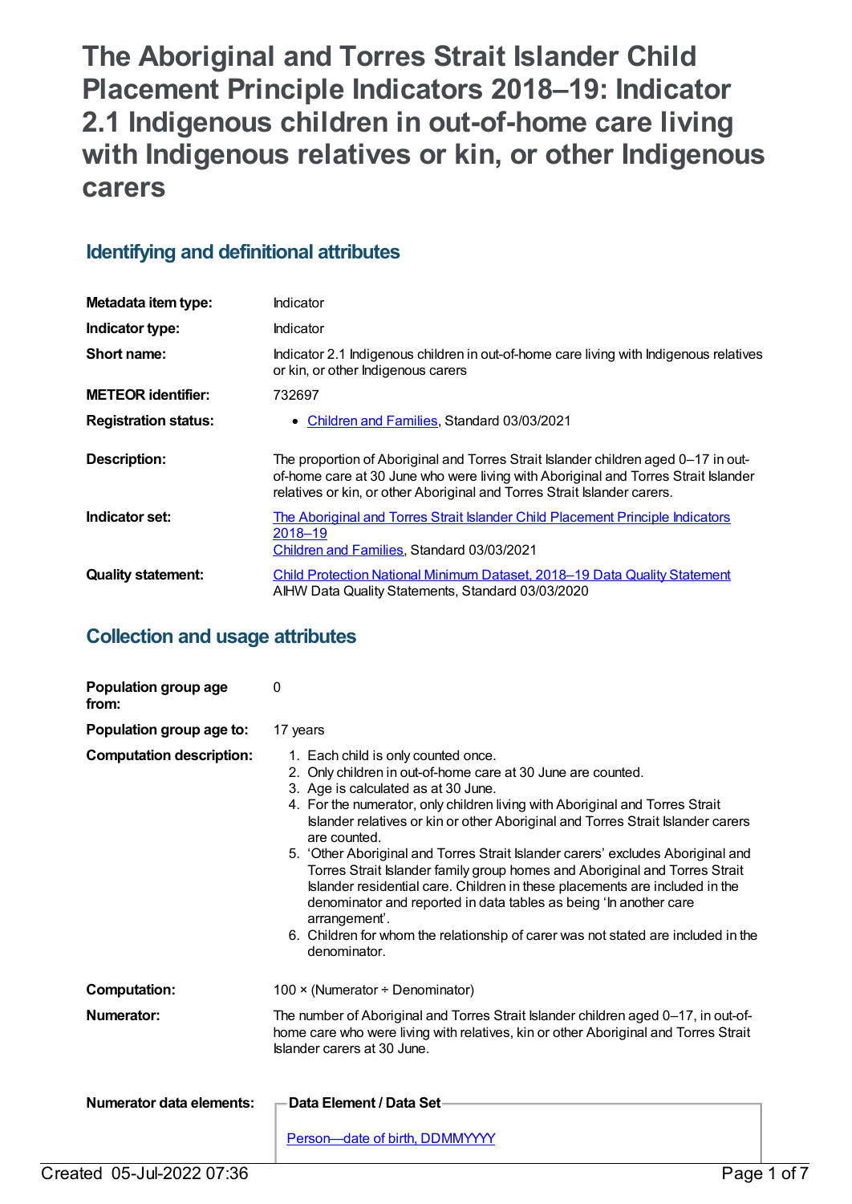# The Aboriginal and Torres Strait Islander Child Placement Principle Indicators 2018–19: Indicator 2.1 Indigenous children in out-of-home care living with Indigenous relatives or kin, or other Indigenous carers

## Identifying and definitional attributes

| | |
|---|---|
| **Metadata item type:** | Indicator |
| **Indicator type:** | Indicator |
| **Short name:** | Indicator 2.1 Indigenous children in out-of-home care living with Indigenous relatives or kin, or other Indigenous carers |
| **METEOR identifier:** | 732697 |
| **Registration status:** | • Children and Families, Standard 03/03/2021 |
| **Description:** | The proportion of Aboriginal and Torres Strait Islander children aged 0–17 in out-of-home care at 30 June who were living with Aboriginal and Torres Strait Islander relatives or kin, or other Aboriginal and Torres Strait Islander carers. |
| **Indicator set:** | The Aboriginal and Torres Strait Islander Child Placement Principle Indicators 2018–19<br>Children and Families, Standard 03/03/2021 |
| **Quality statement:** | Child Protection National Minimum Dataset, 2018–19 Data Quality Statement<br>AIHW Data Quality Statements, Standard 03/03/2020 |

## Collection and usage attributes

| | |
|---|---|
| **Population group age from:** | 0 |
| **Population group age to:** | 17 years |
| **Computation description:** | 1. Each child is only counted once.<br>2. Only children in out-of-home care at 30 June are counted.<br>3. Age is calculated as at 30 June.<br>4. For the numerator, only children living with Aboriginal and Torres Strait Islander relatives or kin or other Aboriginal and Torres Strait Islander carers are counted.<br>5. 'Other Aboriginal and Torres Strait Islander carers' excludes Aboriginal and Torres Strait Islander family group homes and Aboriginal and Torres Strait Islander residential care. Children in these placements are included in the denominator and reported in data tables as being 'In another care arrangement'.<br>6. Children for whom the relationship of carer was not stated are included in the denominator. |
| **Computation:** | 100 × (Numerator ÷ Denominator) |
| **Numerator:** | The number of Aboriginal and Torres Strait Islander children aged 0–17, in out-of-home care who were living with relatives, kin or other Aboriginal and Torres Strait Islander carers at 30 June. |
| **Numerator data elements:** | **Data Element / Data Set**<br><br>Person—date of birth, DDMMYYYY |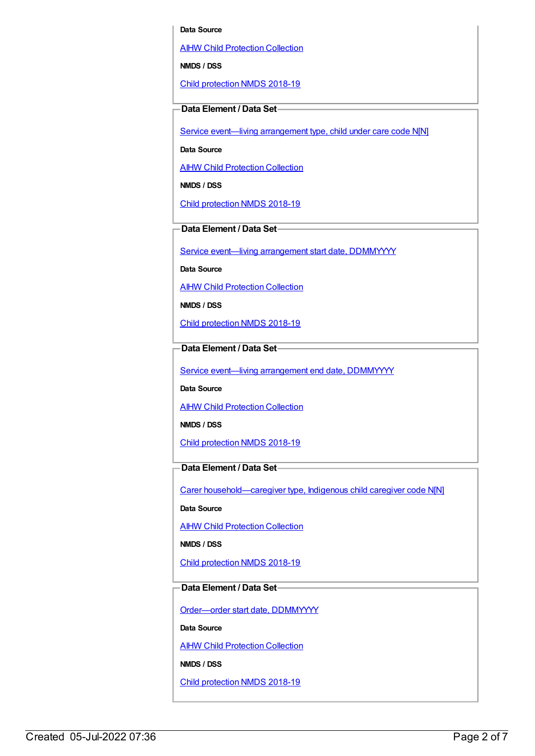**Data Source**

AIHW Child Protection Collection

**NMDS / DSS**

Child protection NMDS 2018-19

### Data Element / Data Set

Service event—living arrangement type, child under care code N[N]

**Data Source**

AIHW Child Protection Collection

**NMDS / DSS**

Child protection NMDS 2018-19

### Data Element / Data Set

Service event—living arrangement start date, DDMMYYYY

**Data Source**

AIHW Child Protection Collection

**NMDS / DSS**

Child protection NMDS 2018-19

### Data Element / Data Set

Service event—living arrangement end date, DDMMYYYY

**Data Source**

AIHW Child Protection Collection

**NMDS / DSS**

Child protection NMDS 2018-19

### Data Element / Data Set

Carer household—caregiver type, Indigenous child caregiver code N[N]

**Data Source**

AIHW Child Protection Collection

**NMDS / DSS**

Child protection NMDS 2018-19

### Data Element / Data Set

Order—order start date, DDMMYYYY

**Data Source**

AIHW Child Protection Collection

**NMDS / DSS**

Child protection NMDS 2018-19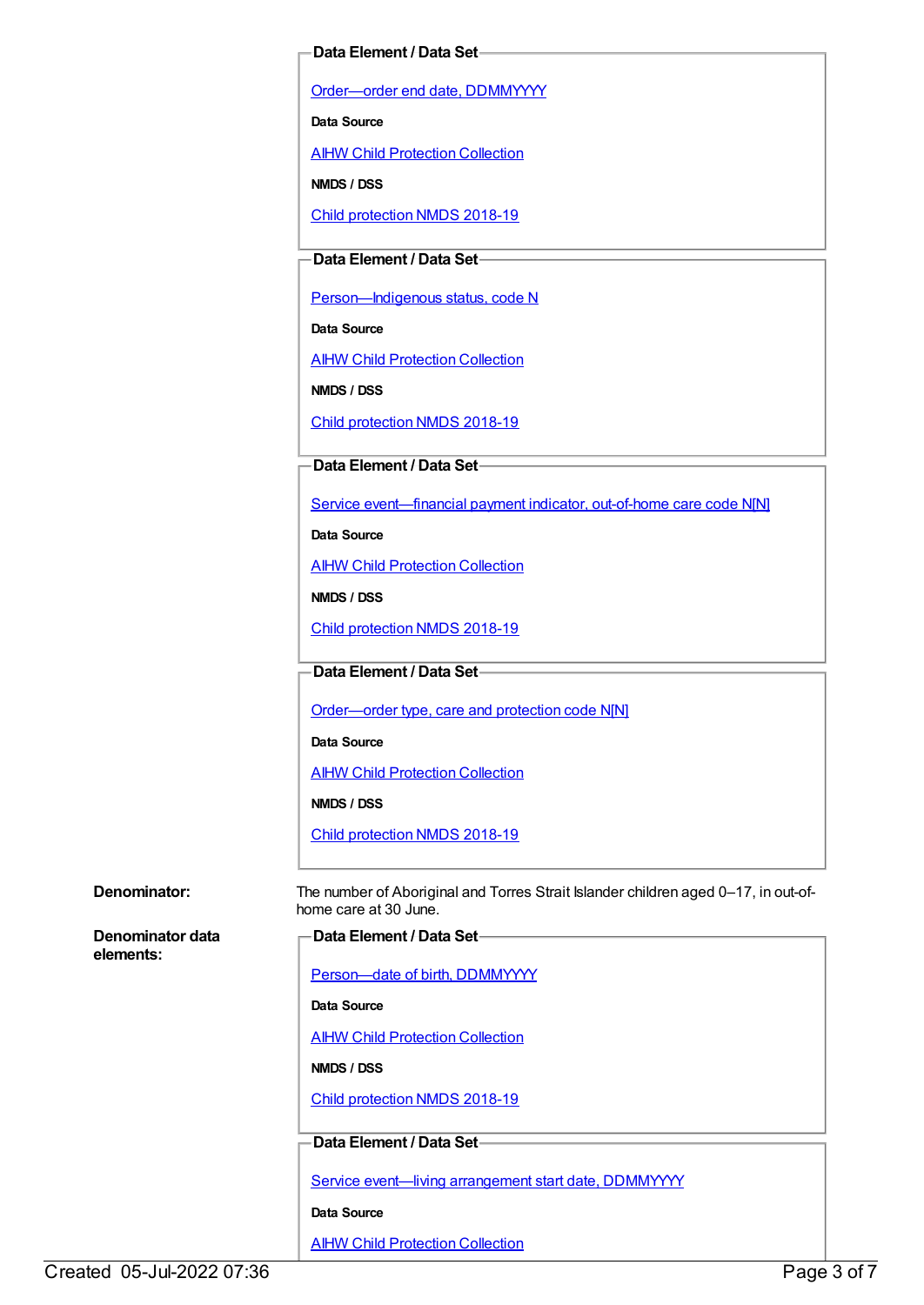**Data Element / Data Set**

Order—order end date, DDMMYYYY

**Data Source**

AIHW Child Protection Collection

**NMDS / DSS**

Child protection NMDS 2018-19

**Data Element / Data Set**

Person—Indigenous status, code N

**Data Source**

AIHW Child Protection Collection

**NMDS / DSS**

Child protection NMDS 2018-19

**Data Element / Data Set**

Service event—financial payment indicator, out-of-home care code N[N]

**Data Source**

AIHW Child Protection Collection

**NMDS / DSS**

Child protection NMDS 2018-19

**Data Element / Data Set**

Order—order type, care and protection code N[N]

**Data Source**

AIHW Child Protection Collection

**NMDS / DSS**

Child protection NMDS 2018-19

**Denominator:** The number of Aboriginal and Torres Strait Islander children aged 0–17, in out-of-home care at 30 June.

**Denominator data elements:**

**Data Element / Data Set**

Person—date of birth, DDMMYYYY

**Data Source**

AIHW Child Protection Collection

**NMDS / DSS**

Child protection NMDS 2018-19

**Data Element / Data Set**

Service event—living arrangement start date, DDMMYYYY

**Data Source**

AIHW Child Protection Collection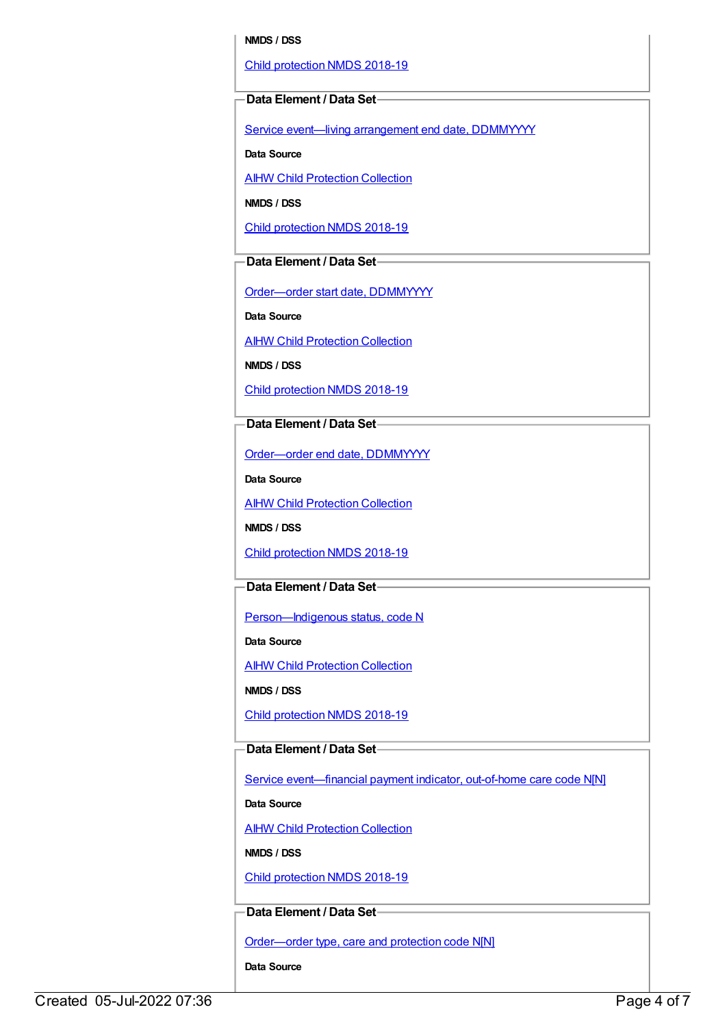**NMDS / DSS**

[Child protection NMDS 2018-19](#)

**Data Element / Data Set**

[Service event—living arrangement end date, DDMMYYYY](#)

**Data Source**

[AIHW Child Protection Collection](#)

**NMDS / DSS**

[Child protection NMDS 2018-19](#)

**Data Element / Data Set**

[Order—order start date, DDMMYYYY](#)

**Data Source**

[AIHW Child Protection Collection](#)

**NMDS / DSS**

[Child protection NMDS 2018-19](#)

**Data Element / Data Set**

[Order—order end date, DDMMYYYY](#)

**Data Source**

[AIHW Child Protection Collection](#)

**NMDS / DSS**

[Child protection NMDS 2018-19](#)

**Data Element / Data Set**

[Person—Indigenous status, code N](#)

**Data Source**

[AIHW Child Protection Collection](#)

**NMDS / DSS**

[Child protection NMDS 2018-19](#)

**Data Element / Data Set**

[Service event—financial payment indicator, out-of-home care code N[N]](#)

**Data Source**

[AIHW Child Protection Collection](#)

**NMDS / DSS**

[Child protection NMDS 2018-19](#)

**Data Element / Data Set**

[Order—order type, care and protection code N[N]](#)

**Data Source**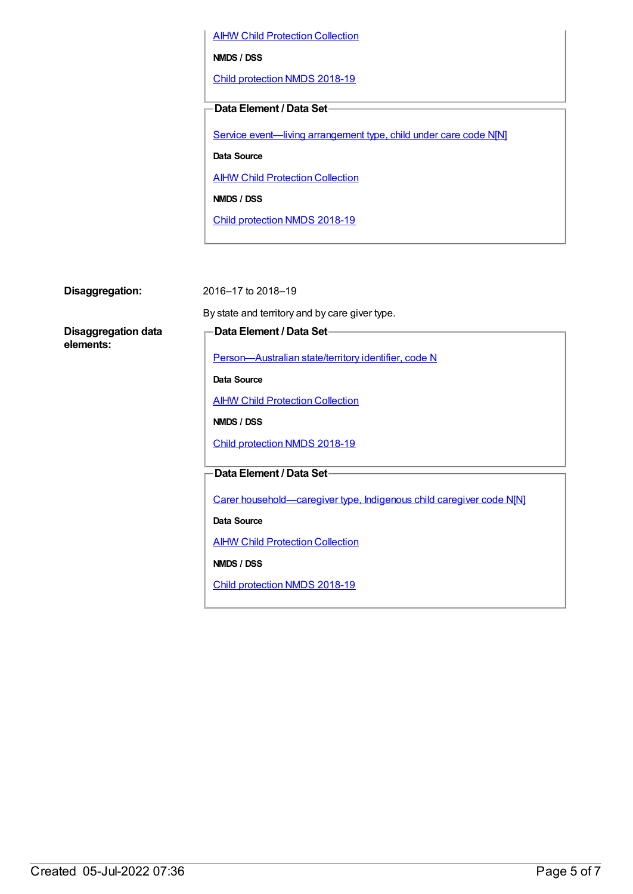AIHW Child Protection Collection

**NMDS / DSS**

Child protection NMDS 2018-19

**Data Element / Data Set**

Service event—living arrangement type, child under care code N[N]

**Data Source**

AIHW Child Protection Collection

**NMDS / DSS**

Child protection NMDS 2018-19

**Disaggregation:**

2016–17 to 2018–19

By state and territory and by care giver type.

**Disaggregation data elements:**

**Data Element / Data Set**

Person—Australian state/territory identifier, code N

**Data Source**

AIHW Child Protection Collection

**NMDS / DSS**

Child protection NMDS 2018-19

**Data Element / Data Set**

Carer household—caregiver type, Indigenous child caregiver code N[N]

**Data Source**

AIHW Child Protection Collection

**NMDS / DSS**

Child protection NMDS 2018-19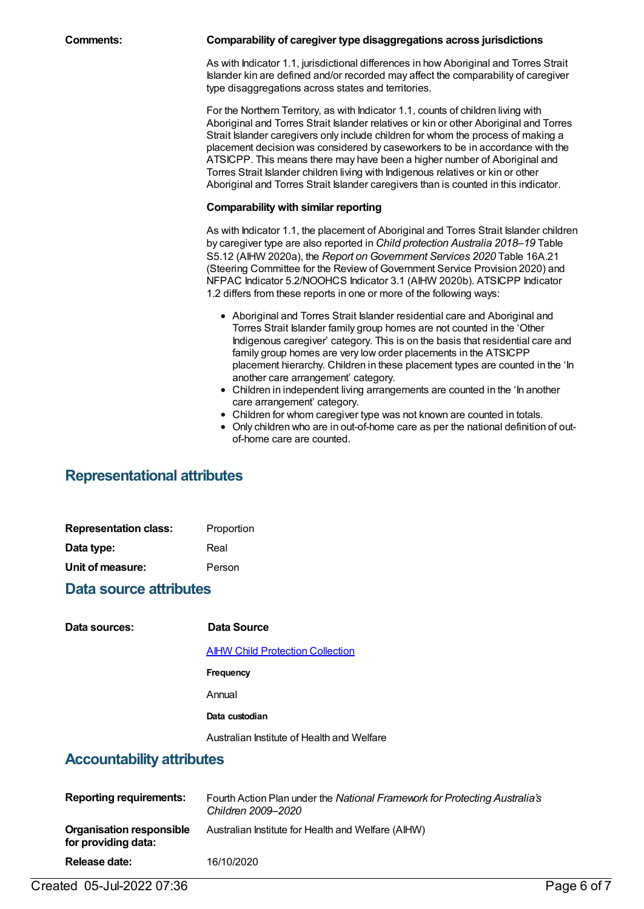**Comments:**

**Comparability of caregiver type disaggregations across jurisdictions**

As with Indicator 1.1, jurisdictional differences in how Aboriginal and Torres Strait Islander kin are defined and/or recorded may affect the comparability of caregiver type disaggregations across states and territories.

For the Northern Territory, as with Indicator 1.1, counts of children living with Aboriginal and Torres Strait Islander relatives or kin or other Aboriginal and Torres Strait Islander caregivers only include children for whom the process of making a placement decision was considered by caseworkers to be in accordance with the ATSICPP. This means there may have been a higher number of Aboriginal and Torres Strait Islander children living with Indigenous relatives or kin or other Aboriginal and Torres Strait Islander caregivers than is counted in this indicator.

**Comparability with similar reporting**

As with Indicator 1.1, the placement of Aboriginal and Torres Strait Islander children by caregiver type are also reported in *Child protection Australia 2018–19* Table S5.12 (AIHW 2020a), the *Report on Government Services 2020* Table 16A.21 (Steering Committee for the Review of Government Service Provision 2020) and NFPAC Indicator 5.2/NOOHCS Indicator 3.1 (AIHW 2020b). ATSICPP Indicator 1.2 differs from these reports in one or more of the following ways:

- Aboriginal and Torres Strait Islander residential care and Aboriginal and Torres Strait Islander family group homes are not counted in the 'Other Indigenous caregiver' category. This is on the basis that residential care and family group homes are very low order placements in the ATSICPP placement hierarchy. Children in these placement types are counted in the 'In another care arrangement' category.
- Children in independent living arrangements are counted in the 'In another care arrangement' category.
- Children for whom caregiver type was not known are counted in totals.
- Only children who are in out-of-home care as per the national definition of out-of-home care are counted.

## Representational attributes

**Representation class:** Proportion

**Data type:** Real

**Unit of measure:** Person

## Data source attributes

**Data sources:**

**Data Source**

AIHW Child Protection Collection

**Frequency**

Annual

**Data custodian**

Australian Institute of Health and Welfare

## Accountability attributes

**Reporting requirements:** Fourth Action Plan under the *National Framework for Protecting Australia's Children 2009–2020*

**Organisation responsible for providing data:** Australian Institute for Health and Welfare (AIHW)

**Release date:** 16/10/2020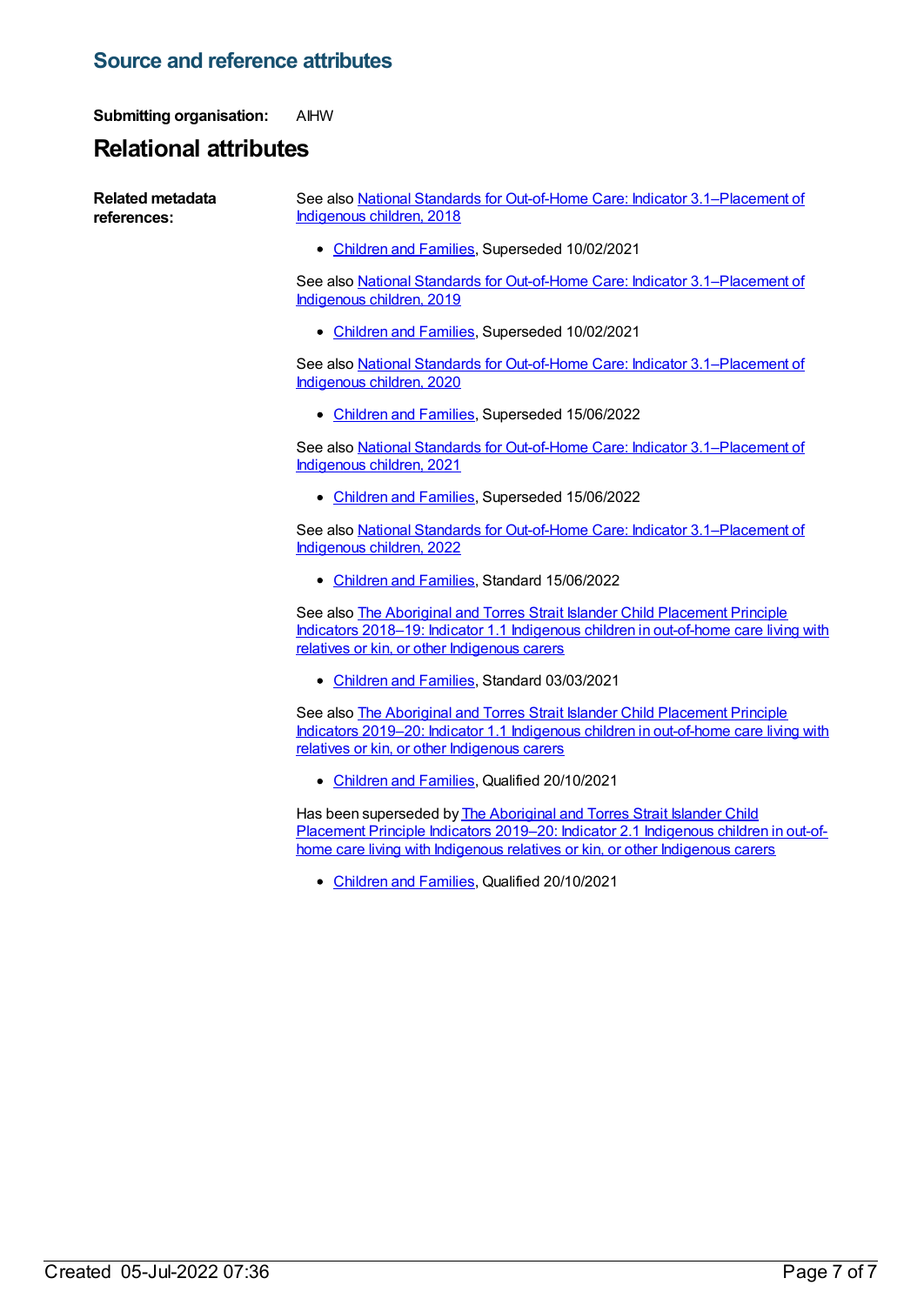## Source and reference attributes

**Submitting organisation:** AIHW

# Relational attributes

**Related metadata references:**

See also National Standards for Out-of-Home Care: Indicator 3.1–Placement of Indigenous children, 2018

- Children and Families, Superseded 10/02/2021

See also National Standards for Out-of-Home Care: Indicator 3.1–Placement of Indigenous children, 2019

- Children and Families, Superseded 10/02/2021

See also National Standards for Out-of-Home Care: Indicator 3.1–Placement of Indigenous children, 2020

- Children and Families, Superseded 15/06/2022

See also National Standards for Out-of-Home Care: Indicator 3.1–Placement of Indigenous children, 2021

- Children and Families, Superseded 15/06/2022

See also National Standards for Out-of-Home Care: Indicator 3.1–Placement of Indigenous children, 2022

- Children and Families, Standard 15/06/2022

See also The Aboriginal and Torres Strait Islander Child Placement Principle Indicators 2018–19: Indicator 1.1 Indigenous children in out-of-home care living with relatives or kin, or other Indigenous carers

- Children and Families, Standard 03/03/2021

See also The Aboriginal and Torres Strait Islander Child Placement Principle Indicators 2019–20: Indicator 1.1 Indigenous children in out-of-home care living with relatives or kin, or other Indigenous carers

- Children and Families, Qualified 20/10/2021

Has been superseded by The Aboriginal and Torres Strait Islander Child Placement Principle Indicators 2019–20: Indicator 2.1 Indigenous children in out-of-home care living with Indigenous relatives or kin, or other Indigenous carers

- Children and Families, Qualified 20/10/2021